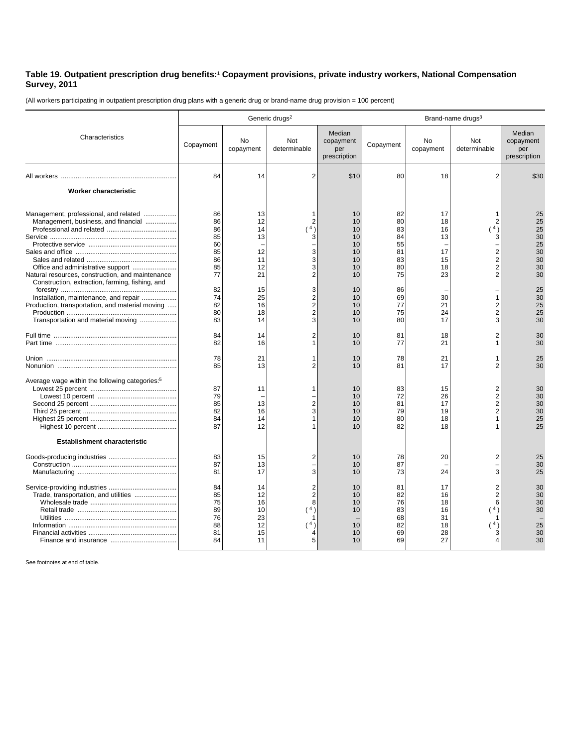**Table 19. Outpatient prescription drug benefits:[1] Copayment provisions, private industry workers, National Compensation Survey, 2011**

(All workers participating in outpatient prescription drug plans with a generic drug or brand-name drug provision = 100 percent)

| Characteristics | Generic drugs[2] | | | | Brand-name drugs[3] | | | |
|---|---|---|---|---|---|---|---|---|
| | Copayment | No copayment | Not determinable | Median copayment per prescription | Copayment | No copayment | Not determinable | Median copayment per prescription |
| All workers | 84 | 14 | 2 | $10 | 80 | 18 | 2 | $30 |
| **Worker characteristic** | | | | | | | | |
| Management, professional, and related | 86 | 13 | 1 | 10 | 82 | 17 | 1 | 25 |
| Management, business, and financial | 86 | 12 | 2 | 10 | 80 | 18 | 2 | 25 |
| Professional and related | 86 | 14 | (4) | 10 | 83 | 16 | (4) | 25 |
| Service | 85 | 13 | 3 | 10 | 84 | 13 | 3 | 30 |
| Protective service | 60 | – | – | 10 | 55 | – | – | 25 |
| Sales and office | 85 | 12 | 3 | 10 | 81 | 17 | 2 | 30 |
| Sales and related | 86 | 11 | 3 | 10 | 83 | 15 | 2 | 30 |
| Office and administrative support | 85 | 12 | 3 | 10 | 80 | 18 | 2 | 30 |
| Natural resources, construction, and maintenance | 77 | 21 | 2 | 10 | 75 | 23 | 2 | 30 |
| Construction, extraction, farming, fishing, and forestry | 82 | 15 | 3 | 10 | 86 | – | – | 25 |
| Installation, maintenance, and repair | 74 | 25 | 2 | 10 | 69 | 30 | 1 | 30 |
| Production, transportation, and material moving | 82 | 16 | 2 | 10 | 77 | 21 | 2 | 25 |
| Production | 80 | 18 | 2 | 10 | 75 | 24 | 2 | 25 |
| Transportation and material moving | 83 | 14 | 3 | 10 | 80 | 17 | 3 | 30 |
| Full time | 84 | 14 | 2 | 10 | 81 | 18 | 2 | 30 |
| Part time | 82 | 16 | 1 | 10 | 77 | 21 | 1 | 30 |
| Union | 78 | 21 | 1 | 10 | 78 | 21 | 1 | 25 |
| Nonunion | 85 | 13 | 2 | 10 | 81 | 17 | 2 | 30 |
| Average wage within the following categories:[5] | | | | | | | | |
| Lowest 25 percent | 87 | 11 | 1 | 10 | 83 | 15 | 2 | 30 |
| Lowest 10 percent | 79 | – | – | 10 | 72 | 26 | 2 | 30 |
| Second 25 percent | 85 | 13 | 2 | 10 | 81 | 17 | 2 | 30 |
| Third 25 percent | 82 | 16 | 3 | 10 | 79 | 19 | 2 | 30 |
| Highest 25 percent | 84 | 14 | 1 | 10 | 80 | 18 | 1 | 25 |
| Highest 10 percent | 87 | 12 | 1 | 10 | 82 | 18 | 1 | 25 |
| **Establishment characteristic** | | | | | | | | |
| Goods-producing industries | 83 | 15 | 2 | 10 | 78 | 20 | 2 | 25 |
| Construction | 87 | 13 | – | 10 | 87 | – | – | 30 |
| Manufacturing | 81 | 17 | 3 | 10 | 73 | 24 | 3 | 25 |
| Service-providing industries | 84 | 14 | 2 | 10 | 81 | 17 | 2 | 30 |
| Trade, transportation, and utilities | 85 | 12 | 2 | 10 | 82 | 16 | 2 | 30 |
| Wholesale trade | 75 | 16 | 8 | 10 | 76 | 18 | 6 | 30 |
| Retail trade | 89 | 10 | (4) | 10 | 83 | 16 | (4) | 30 |
| Utilities | 76 | 23 | 1 | – | 68 | 31 | 1 | – |
| Information | 88 | 12 | (4) | 10 | 82 | 18 | (4) | 25 |
| Financial activities | 81 | 15 | 4 | 10 | 69 | 28 | 3 | 30 |
| Finance and insurance | 84 | 11 | 5 | 10 | 69 | 27 | 4 | 30 |

See footnotes at end of table.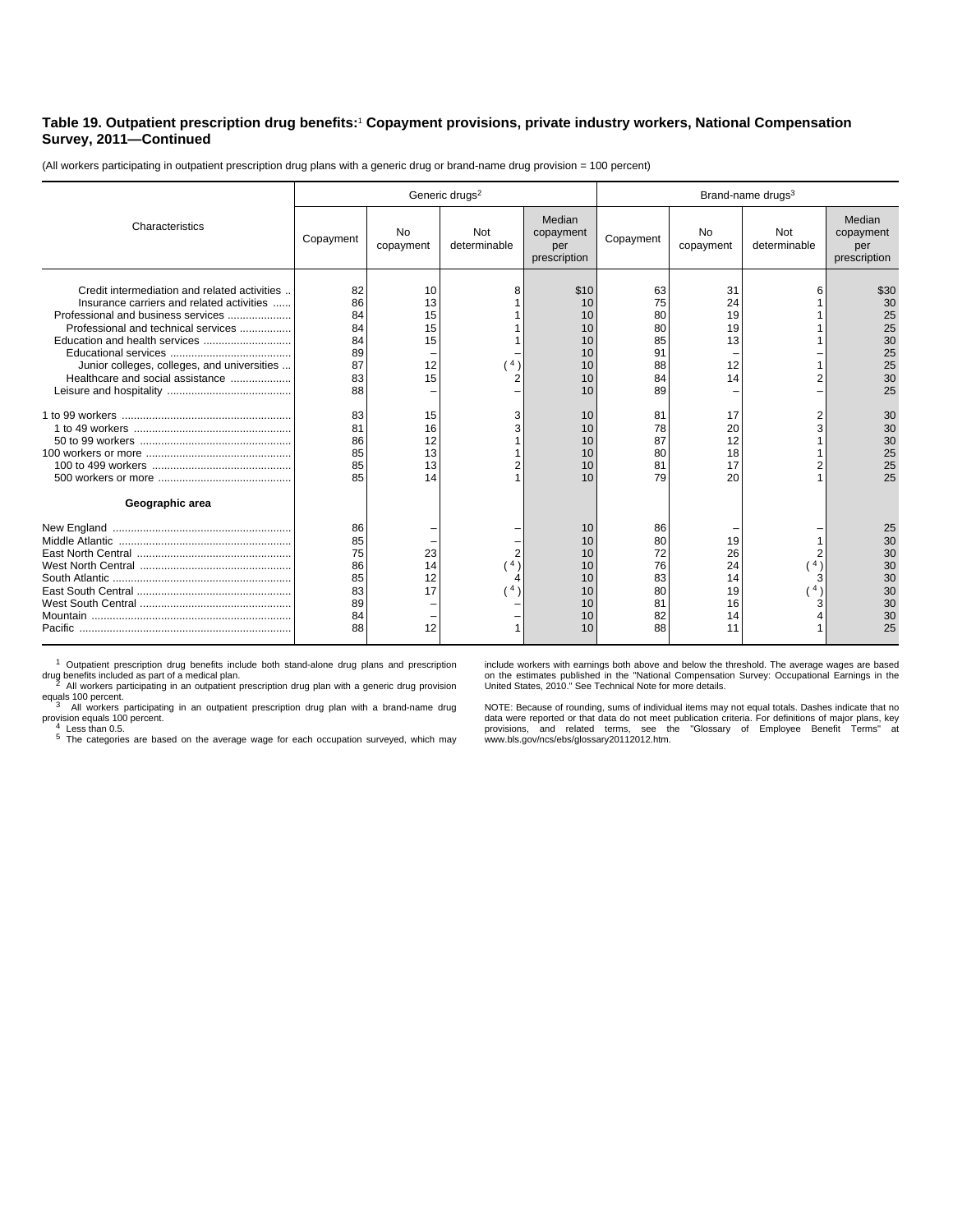**Table 19. Outpatient prescription drug benefits:[1] Copayment provisions, private industry workers, National Compensation Survey, 2011—Continued**

(All workers participating in outpatient prescription drug plans with a generic drug or brand-name drug provision = 100 percent)

| Characteristics | Generic drugs[2] | | | | Brand-name drugs[3] | | | |
|---|---|---|---|---|---|---|---|---|
| | Copayment | No copayment | Not determinable | Median copayment per prescription | Copayment | No copayment | Not determinable | Median copayment per prescription |
| Credit intermediation and related activities | 82 | 10 | 8 | $10 | 63 | 31 | 6 | $30 |
| Insurance carriers and related activities | 86 | 13 | 1 | 10 | 75 | 24 | 1 | 30 |
| Professional and business services | 84 | 15 | 1 | 10 | 80 | 19 | 1 | 25 |
| Professional and technical services | 84 | 15 | 1 | 10 | 80 | 19 | 1 | 25 |
| Education and health services | 84 | 15 | 1 | 10 | 85 | 13 | 1 | 30 |
| Educational services | 89 | – | – | 10 | 91 | – | – | 25 |
| Junior colleges, colleges, and universities | 87 | 12 | ([4]) | 10 | 88 | 12 | 1 | 25 |
| Healthcare and social assistance | 83 | 15 | 2 | 10 | 84 | 14 | 2 | 30 |
| Leisure and hospitality | 88 | – | – | 10 | 89 | – | – | 25 |
| 1 to 99 workers | 83 | 15 | 3 | 10 | 81 | 17 | 2 | 30 |
| 1 to 49 workers | 81 | 16 | 3 | 10 | 78 | 20 | 3 | 30 |
| 50 to 99 workers | 86 | 12 | 1 | 10 | 87 | 12 | 1 | 30 |
| 100 workers or more | 85 | 13 | 1 | 10 | 80 | 18 | 1 | 25 |
| 100 to 499 workers | 85 | 13 | 2 | 10 | 81 | 17 | 2 | 25 |
| 500 workers or more | 85 | 14 | 1 | 10 | 79 | 20 | 1 | 25 |
| **Geographic area** | | | | | | | | |
| New England | 86 | – | – | 10 | 86 | – | – | 25 |
| Middle Atlantic | 85 | – | – | 10 | 80 | 19 | 1 | 30 |
| East North Central | 75 | 23 | 2 | 10 | 72 | 26 | 2 | 30 |
| West North Central | 86 | 14 | ([4]) | 10 | 76 | 24 | ([4]) | 30 |
| South Atlantic | 85 | 12 | 4 | 10 | 83 | 14 | 3 | 30 |
| East South Central | 83 | 17 | ([4]) | 10 | 80 | 19 | ([4]) | 30 |
| West South Central | 89 | – | – | 10 | 81 | 16 | 3 | 30 |
| Mountain | 84 | – | – | 10 | 82 | 14 | 4 | 30 |
| Pacific | 88 | 12 | 1 | 10 | 88 | 11 | 1 | 25 |

[1] Outpatient prescription drug benefits include both stand-alone drug plans and prescription drug benefits included as part of a medical plan.

[2] All workers participating in an outpatient prescription drug plan with a generic drug provision equals 100 percent.

[3] All workers participating in an outpatient prescription drug plan with a brand-name drug provision equals 100 percent.

[4] Less than 0.5.

[5] The categories are based on the average wage for each occupation surveyed, which may include workers with earnings both above and below the threshold. The average wages are based on the estimates published in the "National Compensation Survey: Occupational Earnings in the United States, 2010." See Technical Note for more details.

NOTE: Because of rounding, sums of individual items may not equal totals. Dashes indicate that no data were reported or that data do not meet publication criteria. For definitions of major plans, key provisions, and related terms, see the "Glossary of Employee Benefit Terms" at www.bls.gov/ncs/ebs/glossary20112012.htm.